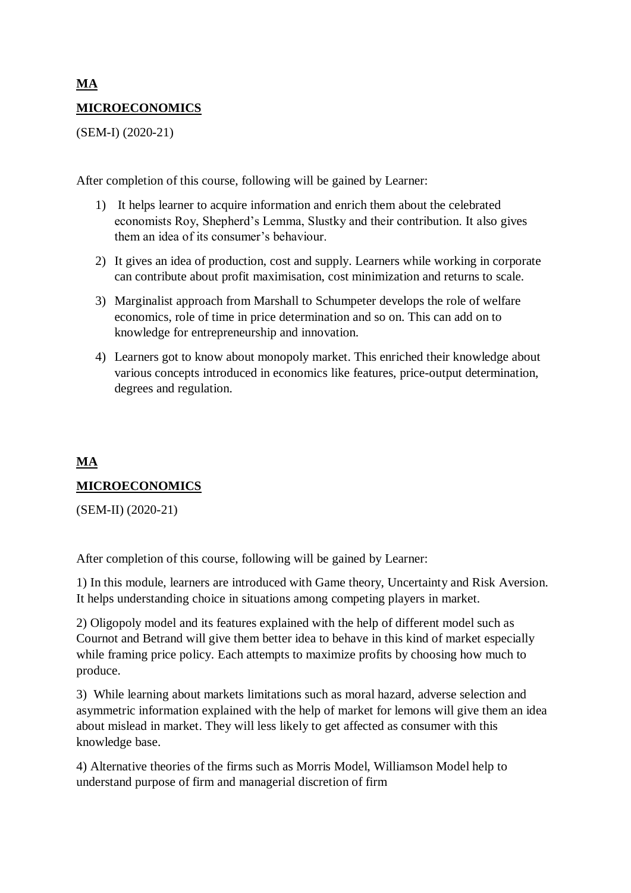**MA**

**MICROECONOMICS**

(SEM-I) (2020-21)

After completion of this course, following will be gained by Learner:

1) It helps learner to acquire information and enrich them about the celebrated economists Roy, Shepherd's Lemma, Slustky and their contribution. It also gives them an idea of its consumer's behaviour.
2) It gives an idea of production, cost and supply. Learners while working in corporate can contribute about profit maximisation, cost minimization and returns to scale.
3) Marginalist approach from Marshall to Schumpeter develops the role of welfare economics, role of time in price determination and so on. This can add on to knowledge for entrepreneurship and innovation.
4) Learners got to know about monopoly market. This enriched their knowledge about various concepts introduced in economics like features, price-output determination, degrees and regulation.

**MA**

**MICROECONOMICS**

(SEM-II) (2020-21)

After completion of this course, following will be gained by Learner:

1) In this module, learners are introduced with Game theory, Uncertainty and Risk Aversion. It helps understanding choice in situations among competing players in market.

2) Oligopoly model and its features explained with the help of different model such as Cournot and Betrand will give them better idea to behave in this kind of market especially while framing price policy. Each attempts to maximize profits by choosing how much to produce.

3) While learning about markets limitations such as moral hazard, adverse selection and asymmetric information explained with the help of market for lemons will give them an idea about mislead in market. They will less likely to get affected as consumer with this knowledge base.

4) Alternative theories of the firms such as Morris Model, Williamson Model help to understand purpose of firm and managerial discretion of firm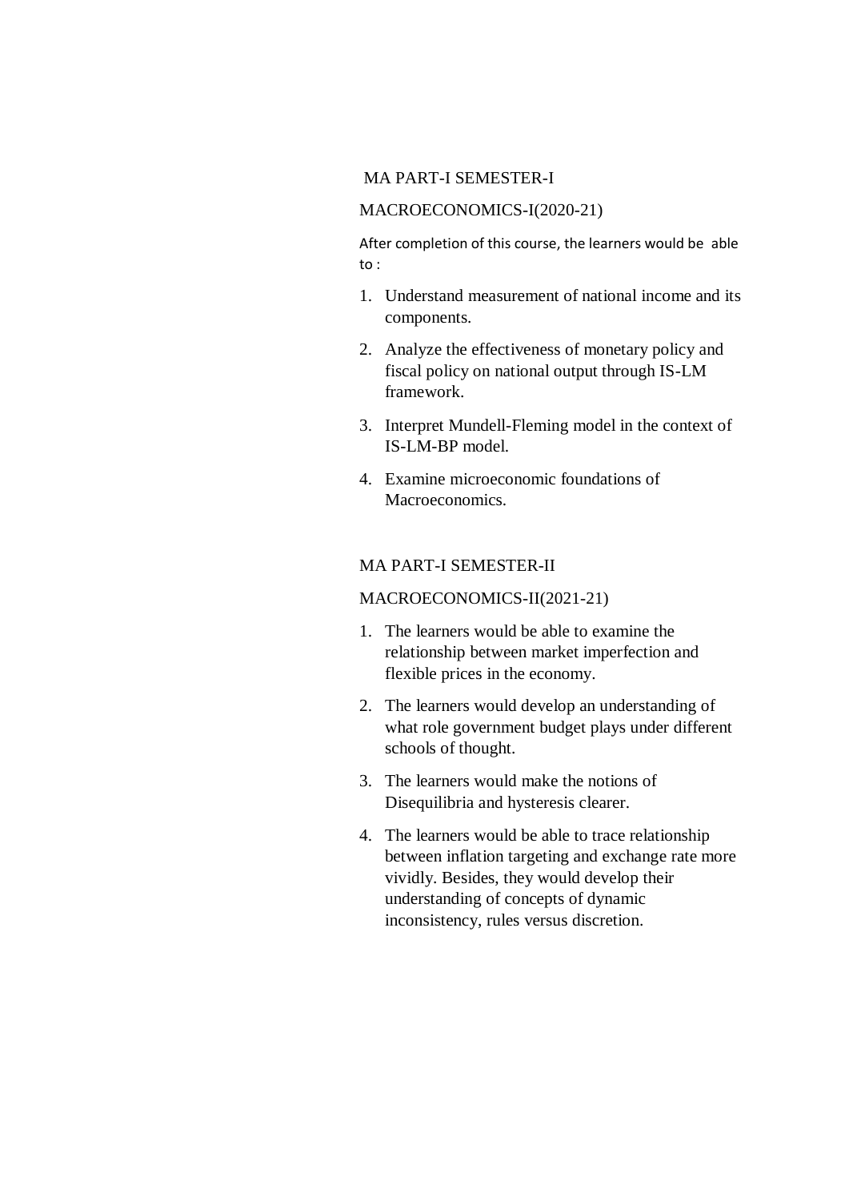MA PART-I SEMESTER-I

MACROECONOMICS-I(2020-21)

After completion of this course, the learners would be able to :

1. Understand measurement of national income and its components.
2. Analyze the effectiveness of monetary policy and fiscal policy on national output through IS-LM framework.
3. Interpret Mundell-Fleming model in the context of IS-LM-BP model.
4. Examine microeconomic foundations of Macroeconomics.

MA PART-I SEMESTER-II

MACROECONOMICS-II(2021-21)

1. The learners would be able to examine the relationship between market imperfection and flexible prices in the economy.
2. The learners would develop an understanding of what role government budget plays under different schools of thought.
3. The learners would make the notions of Disequilibria and hysteresis clearer.
4. The learners would be able to trace relationship between inflation targeting and exchange rate more vividly. Besides, they would develop their understanding of concepts of dynamic inconsistency, rules versus discretion.